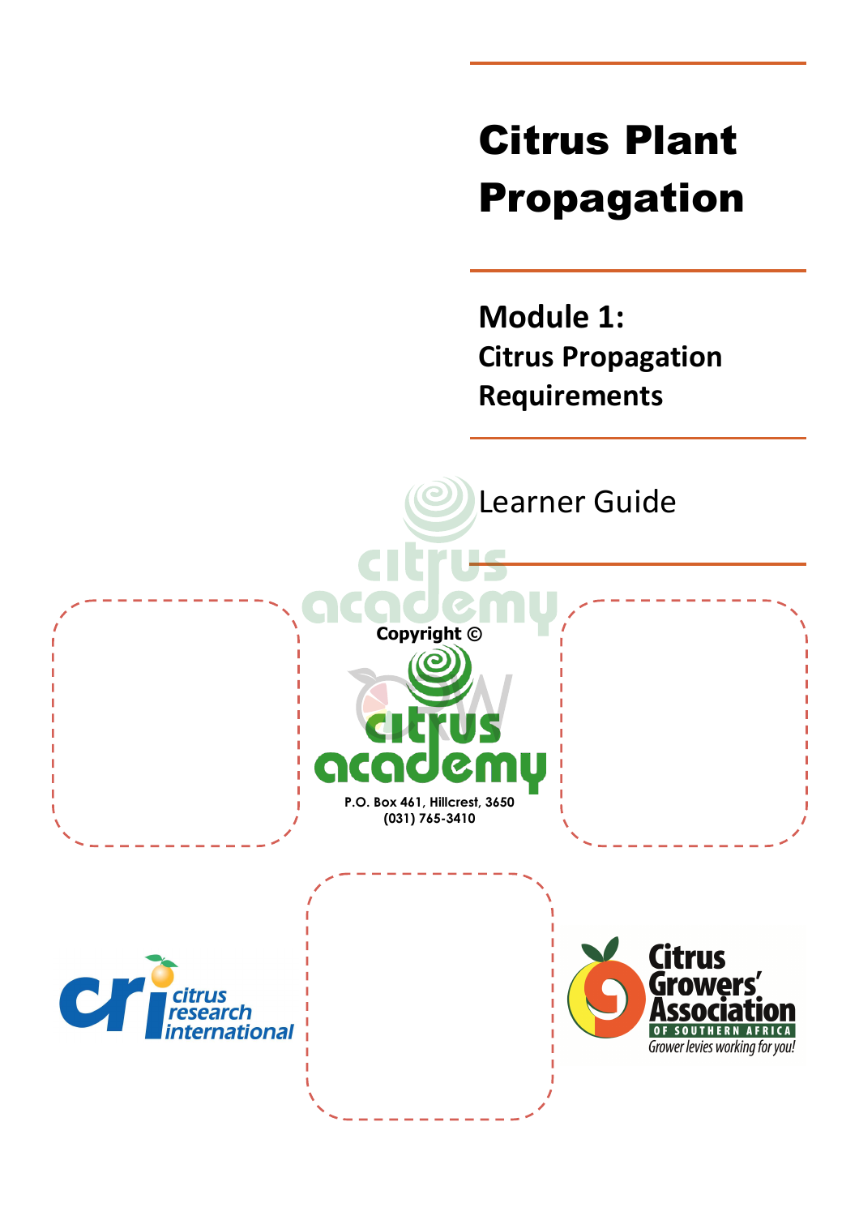# Citrus Plant Propagation

## Module 1:

## Citrus Propagation Requirements

Learner Guide

**Copyright ©**

**P.O. Box 461, Hillcrest, 3650**
**(031) 765-3410**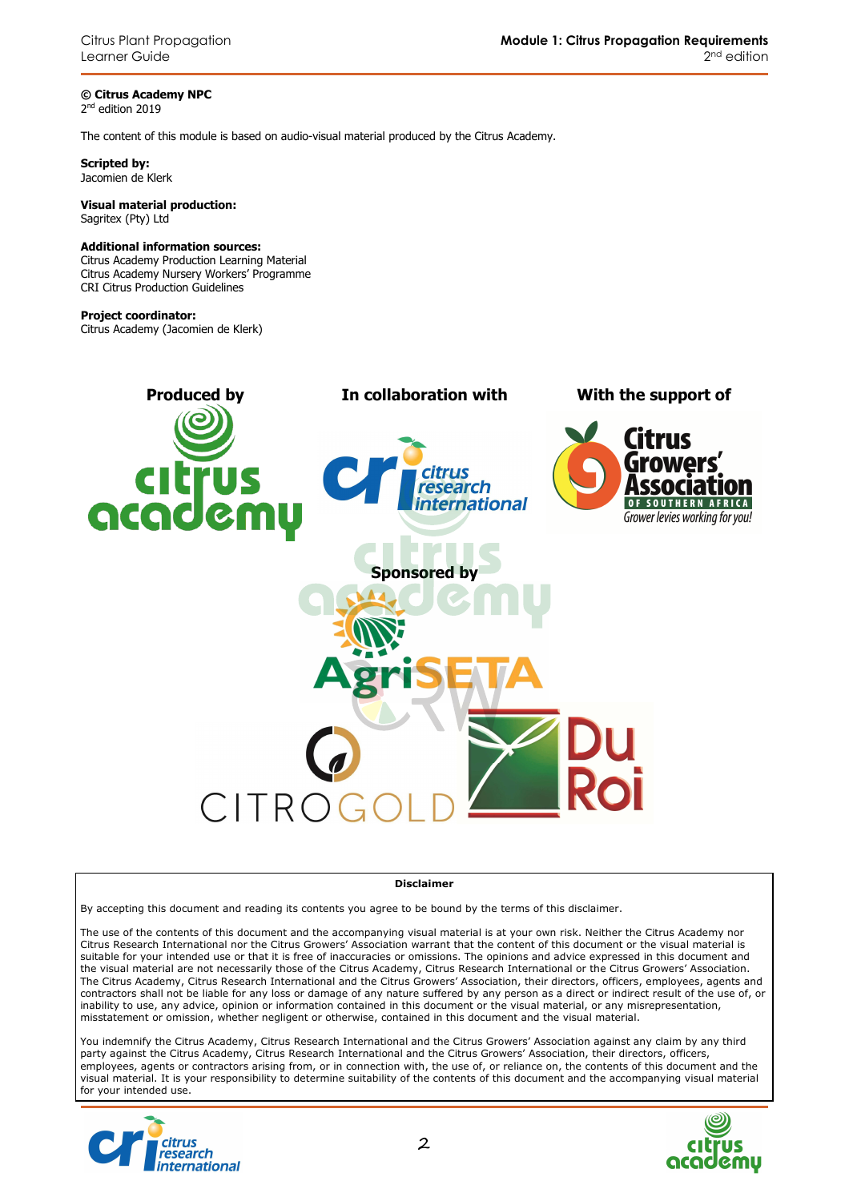**© Citrus Academy NPC**
2nd edition 2019

The content of this module is based on audio-visual material produced by the Citrus Academy.

**Scripted by:**
Jacomien de Klerk

**Visual material production:**
Sagritex (Pty) Ltd

**Additional information sources:**
Citrus Academy Production Learning Material
Citrus Academy Nursery Workers' Programme
CRI Citrus Production Guidelines

**Project coordinator:**
Citrus Academy (Jacomien de Klerk)

**Produced by** | **In collaboration with** | **With the support of**

**Sponsored by**

**Disclaimer**

By accepting this document and reading its contents you agree to be bound by the terms of this disclaimer.

The use of the contents of this document and the accompanying visual material is at your own risk. Neither the Citrus Academy nor Citrus Research International nor the Citrus Growers' Association warrant that the content of this document or the visual material is suitable for your intended use or that it is free of inaccuracies or omissions. The opinions and advice expressed in this document and the visual material are not necessarily those of the Citrus Academy, Citrus Research International or the Citrus Growers' Association. The Citrus Academy, Citrus Research International and the Citrus Growers' Association, their directors, officers, employees, agents and contractors shall not be liable for any loss or damage of any nature suffered by any person as a direct or indirect result of the use of, or inability to use, any advice, opinion or information contained in this document or the visual material, or any misrepresentation, misstatement or omission, whether negligent or otherwise, contained in this document and the visual material.

You indemnify the Citrus Academy, Citrus Research International and the Citrus Growers' Association against any claim by any third party against the Citrus Academy, Citrus Research International and the Citrus Growers' Association, their directors, officers, employees, agents or contractors arising from, or in connection with, the use of, or reliance on, the contents of this document and the visual material. It is your responsibility to determine suitability of the contents of this document and the accompanying visual material for your intended use.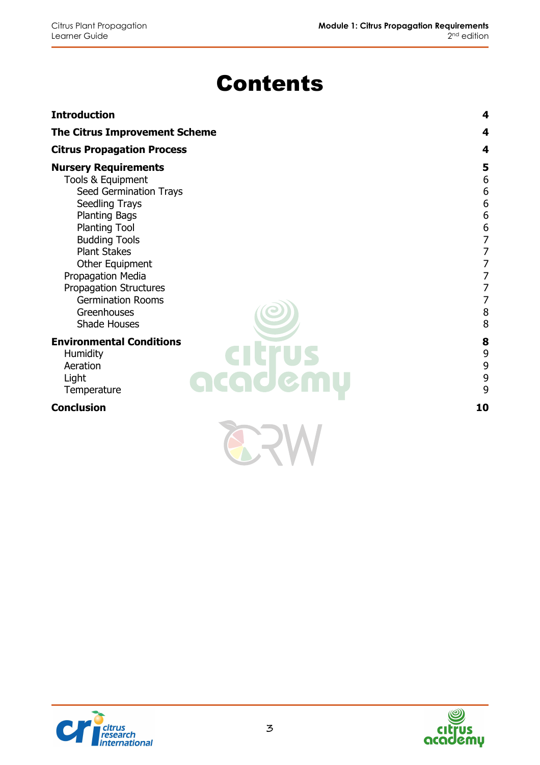# Contents

| | |
|---|---|
| **Introduction** | **4** |
| **The Citrus Improvement Scheme** | **4** |
| **Citrus Propagation Process** | **4** |
| **Nursery Requirements** | **5** |
| Tools & Equipment | 6 |
| Seed Germination Trays | 6 |
| Seedling Trays | 6 |
| Planting Bags | 6 |
| Planting Tool | 6 |
| Budding Tools | 7 |
| Plant Stakes | 7 |
| Other Equipment | 7 |
| Propagation Media | 7 |
| Propagation Structures | 7 |
| Germination Rooms | 7 |
| Greenhouses | 8 |
| Shade Houses | 8 |
| **Environmental Conditions** | **8** |
| Humidity | 9 |
| Aeration | 9 |
| Light | 9 |
| Temperature | 9 |
| **Conclusion** | **10** |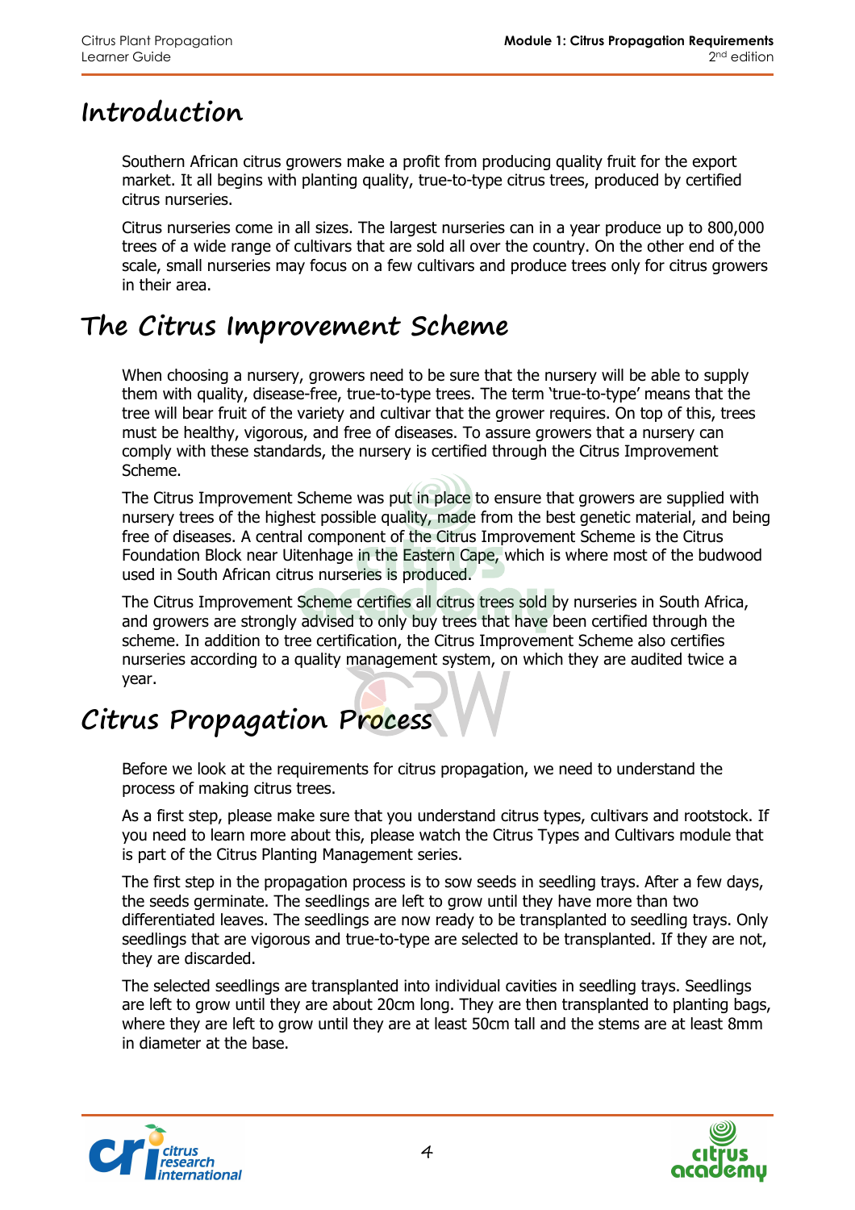# Introduction

Southern African citrus growers make a profit from producing quality fruit for the export market. It all begins with planting quality, true-to-type citrus trees, produced by certified citrus nurseries.

Citrus nurseries come in all sizes. The largest nurseries can in a year produce up to 800,000 trees of a wide range of cultivars that are sold all over the country. On the other end of the scale, small nurseries may focus on a few cultivars and produce trees only for citrus growers in their area.

# The Citrus Improvement Scheme

When choosing a nursery, growers need to be sure that the nursery will be able to supply them with quality, disease-free, true-to-type trees. The term 'true-to-type' means that the tree will bear fruit of the variety and cultivar that the grower requires. On top of this, trees must be healthy, vigorous, and free of diseases. To assure growers that a nursery can comply with these standards, the nursery is certified through the Citrus Improvement Scheme.

The Citrus Improvement Scheme was put in place to ensure that growers are supplied with nursery trees of the highest possible quality, made from the best genetic material, and being free of diseases. A central component of the Citrus Improvement Scheme is the Citrus Foundation Block near Uitenhage in the Eastern Cape, which is where most of the budwood used in South African citrus nurseries is produced.

The Citrus Improvement Scheme certifies all citrus trees sold by nurseries in South Africa, and growers are strongly advised to only buy trees that have been certified through the scheme. In addition to tree certification, the Citrus Improvement Scheme also certifies nurseries according to a quality management system, on which they are audited twice a year.

# Citrus Propagation Process

Before we look at the requirements for citrus propagation, we need to understand the process of making citrus trees.

As a first step, please make sure that you understand citrus types, cultivars and rootstock. If you need to learn more about this, please watch the Citrus Types and Cultivars module that is part of the Citrus Planting Management series.

The first step in the propagation process is to sow seeds in seedling trays. After a few days, the seeds germinate. The seedlings are left to grow until they have more than two differentiated leaves. The seedlings are now ready to be transplanted to seedling trays. Only seedlings that are vigorous and true-to-type are selected to be transplanted. If they are not, they are discarded.

The selected seedlings are transplanted into individual cavities in seedling trays. Seedlings are left to grow until they are about 20cm long. They are then transplanted to planting bags, where they are left to grow until they are at least 50cm tall and the stems are at least 8mm in diameter at the base.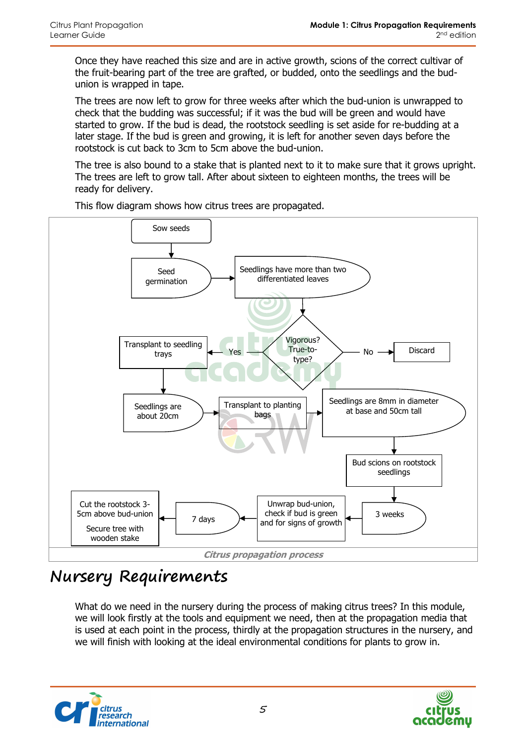Once they have reached this size and are in active growth, scions of the correct cultivar of the fruit-bearing part of the tree are grafted, or budded, onto the seedlings and the bud-union is wrapped in tape.

The trees are now left to grow for three weeks after which the bud-union is unwrapped to check that the budding was successful; if it was the bud will be green and would have started to grow. If the bud is dead, the rootstock seedling is set aside for re-budding at a later stage. If the bud is green and growing, it is left for another seven days before the rootstock is cut back to 3cm to 5cm above the bud-union.

The tree is also bound to a stake that is planted next to it to make sure that it grows upright. The trees are left to grow tall. After about sixteen to eighteen months, the trees will be ready for delivery.

This flow diagram shows how citrus trees are propagated.

Sow seeds → Seed germination → Seedlings have more than two differentiated leaves → Vigorous? True-to-type?

- No → Discard
- Yes → Transplant to seedling trays → Seedlings are about 20cm → Transplant to planting bags → Seedlings are 8mm in diameter at base and 50cm tall → Bud scions on rootstock seedlings → 3 weeks → Unwrap bud-union, check if bud is green and for signs of growth → 7 days → Cut the rootstock 3-5cm above bud-union; Secure tree with wooden stake

*Citrus propagation process*

# Nursery Requirements

What do we need in the nursery during the process of making citrus trees? In this module, we will look firstly at the tools and equipment we need, then at the propagation media that is used at each point in the process, thirdly at the propagation structures in the nursery, and we will finish with looking at the ideal environmental conditions for plants to grow in.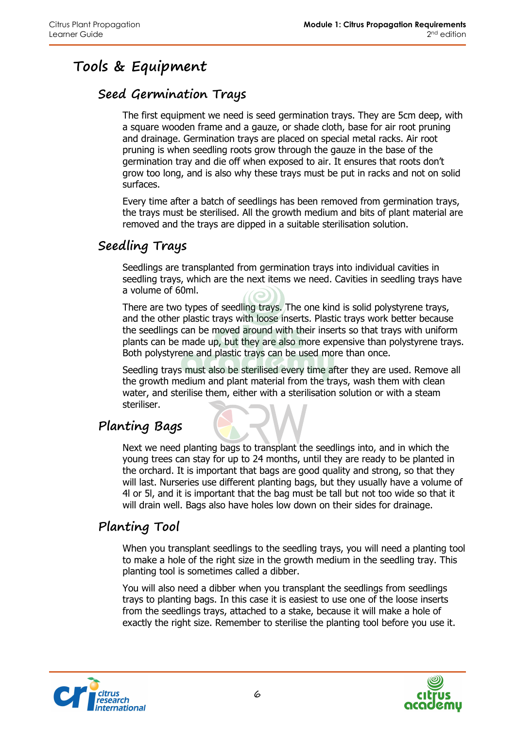# Tools & Equipment

## Seed Germination Trays

The first equipment we need is seed germination trays. They are 5cm deep, with a square wooden frame and a gauze, or shade cloth, base for air root pruning and drainage. Germination trays are placed on special metal racks. Air root pruning is when seedling roots grow through the gauze in the base of the germination tray and die off when exposed to air. It ensures that roots don't grow too long, and is also why these trays must be put in racks and not on solid surfaces.

Every time after a batch of seedlings has been removed from germination trays, the trays must be sterilised. All the growth medium and bits of plant material are removed and the trays are dipped in a suitable sterilisation solution.

## Seedling Trays

Seedlings are transplanted from germination trays into individual cavities in seedling trays, which are the next items we need. Cavities in seedling trays have a volume of 60ml.

There are two types of seedling trays. The one kind is solid polystyrene trays, and the other plastic trays with loose inserts. Plastic trays work better because the seedlings can be moved around with their inserts so that trays with uniform plants can be made up, but they are also more expensive than polystyrene trays. Both polystyrene and plastic trays can be used more than once.

Seedling trays must also be sterilised every time after they are used. Remove all the growth medium and plant material from the trays, wash them with clean water, and sterilise them, either with a sterilisation solution or with a steam steriliser.

## Planting Bags

Next we need planting bags to transplant the seedlings into, and in which the young trees can stay for up to 24 months, until they are ready to be planted in the orchard. It is important that bags are good quality and strong, so that they will last. Nurseries use different planting bags, but they usually have a volume of 4l or 5l, and it is important that the bag must be tall but not too wide so that it will drain well. Bags also have holes low down on their sides for drainage.

## Planting Tool

When you transplant seedlings to the seedling trays, you will need a planting tool to make a hole of the right size in the growth medium in the seedling tray. This planting tool is sometimes called a dibber.

You will also need a dibber when you transplant the seedlings from seedlings trays to planting bags. In this case it is easiest to use one of the loose inserts from the seedlings trays, attached to a stake, because it will make a hole of exactly the right size. Remember to sterilise the planting tool before you use it.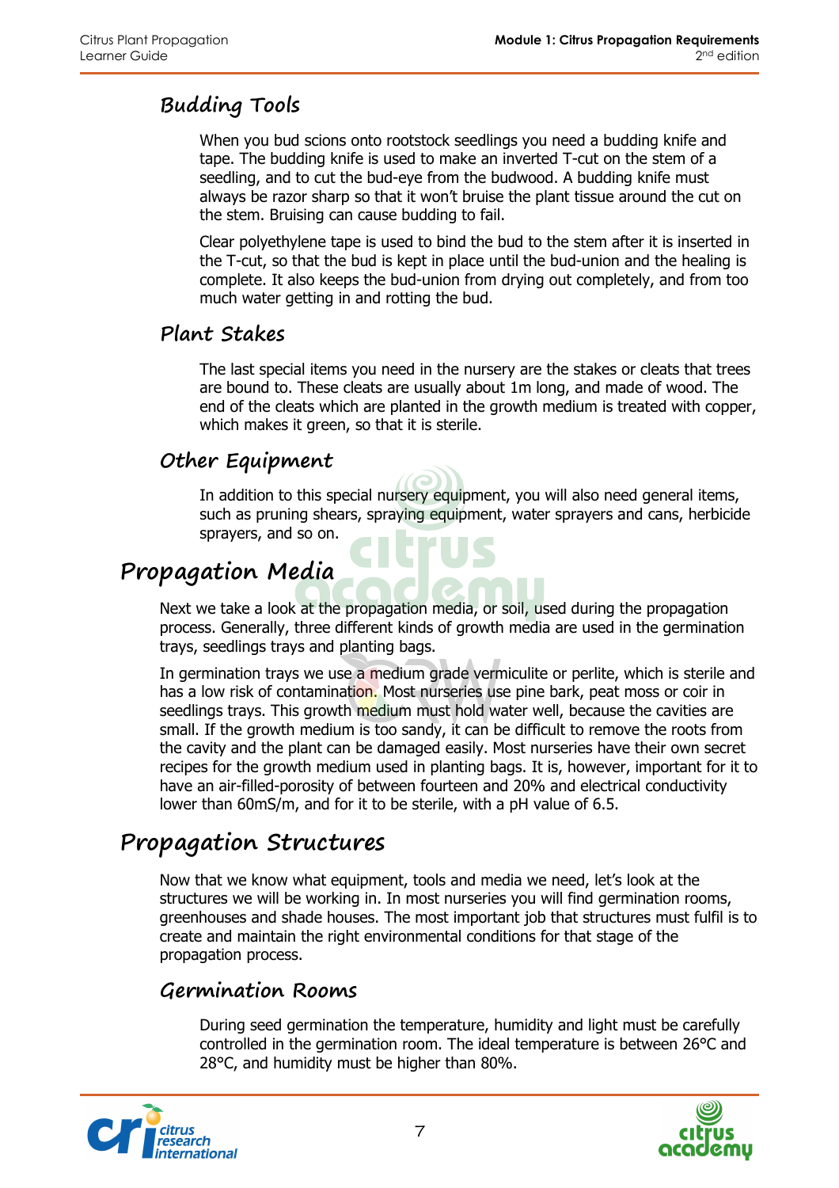### Budding Tools

When you bud scions onto rootstock seedlings you need a budding knife and tape. The budding knife is used to make an inverted T-cut on the stem of a seedling, and to cut the bud-eye from the budwood. A budding knife must always be razor sharp so that it won't bruise the plant tissue around the cut on the stem. Bruising can cause budding to fail.

Clear polyethylene tape is used to bind the bud to the stem after it is inserted in the T-cut, so that the bud is kept in place until the bud-union and the healing is complete. It also keeps the bud-union from drying out completely, and from too much water getting in and rotting the bud.

### Plant Stakes

The last special items you need in the nursery are the stakes or cleats that trees are bound to. These cleats are usually about 1m long, and made of wood. The end of the cleats which are planted in the growth medium is treated with copper, which makes it green, so that it is sterile.

### Other Equipment

In addition to this special nursery equipment, you will also need general items, such as pruning shears, spraying equipment, water sprayers and cans, herbicide sprayers, and so on.

## Propagation Media

Next we take a look at the propagation media, or soil, used during the propagation process. Generally, three different kinds of growth media are used in the germination trays, seedlings trays and planting bags.

In germination trays we use a medium grade vermiculite or perlite, which is sterile and has a low risk of contamination. Most nurseries use pine bark, peat moss or coir in seedlings trays. This growth medium must hold water well, because the cavities are small. If the growth medium is too sandy, it can be difficult to remove the roots from the cavity and the plant can be damaged easily. Most nurseries have their own secret recipes for the growth medium used in planting bags. It is, however, important for it to have an air-filled-porosity of between fourteen and 20% and electrical conductivity lower than 60mS/m, and for it to be sterile, with a pH value of 6.5.

## Propagation Structures

Now that we know what equipment, tools and media we need, let's look at the structures we will be working in. In most nurseries you will find germination rooms, greenhouses and shade houses. The most important job that structures must fulfil is to create and maintain the right environmental conditions for that stage of the propagation process.

### Germination Rooms

During seed germination the temperature, humidity and light must be carefully controlled in the germination room. The ideal temperature is between 26°C and 28°C, and humidity must be higher than 80%.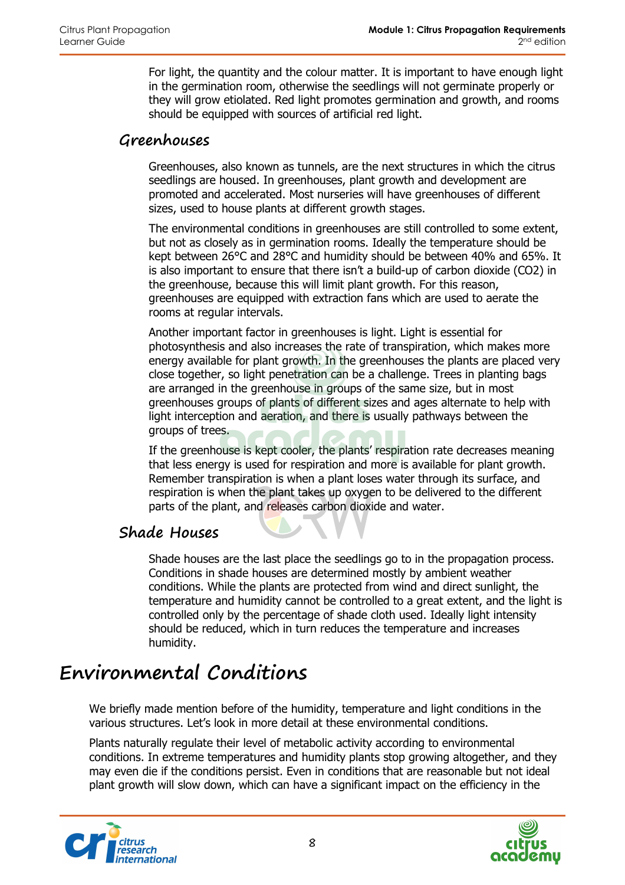For light, the quantity and the colour matter. It is important to have enough light in the germination room, otherwise the seedlings will not germinate properly or they will grow etiolated. Red light promotes germination and growth, and rooms should be equipped with sources of artificial red light.

### Greenhouses

Greenhouses, also known as tunnels, are the next structures in which the citrus seedlings are housed. In greenhouses, plant growth and development are promoted and accelerated. Most nurseries will have greenhouses of different sizes, used to house plants at different growth stages.

The environmental conditions in greenhouses are still controlled to some extent, but not as closely as in germination rooms. Ideally the temperature should be kept between 26°C and 28°C and humidity should be between 40% and 65%. It is also important to ensure that there isn't a build-up of carbon dioxide ($CO_2$) in the greenhouse, because this will limit plant growth. For this reason, greenhouses are equipped with extraction fans which are used to aerate the rooms at regular intervals.

Another important factor in greenhouses is light. Light is essential for photosynthesis and also increases the rate of transpiration, which makes more energy available for plant growth. In the greenhouses the plants are placed very close together, so light penetration can be a challenge. Trees in planting bags are arranged in the greenhouse in groups of the same size, but in most greenhouses groups of plants of different sizes and ages alternate to help with light interception and aeration, and there is usually pathways between the groups of trees.

If the greenhouse is kept cooler, the plants' respiration rate decreases meaning that less energy is used for respiration and more is available for plant growth. Remember transpiration is when a plant loses water through its surface, and respiration is when the plant takes up oxygen to be delivered to the different parts of the plant, and releases carbon dioxide and water.

### Shade Houses

Shade houses are the last place the seedlings go to in the propagation process. Conditions in shade houses are determined mostly by ambient weather conditions. While the plants are protected from wind and direct sunlight, the temperature and humidity cannot be controlled to a great extent, and the light is controlled only by the percentage of shade cloth used. Ideally light intensity should be reduced, which in turn reduces the temperature and increases humidity.

## Environmental Conditions

We briefly made mention before of the humidity, temperature and light conditions in the various structures. Let's look in more detail at these environmental conditions.

Plants naturally regulate their level of metabolic activity according to environmental conditions. In extreme temperatures and humidity plants stop growing altogether, and they may even die if the conditions persist. Even in conditions that are reasonable but not ideal plant growth will slow down, which can have a significant impact on the efficiency in the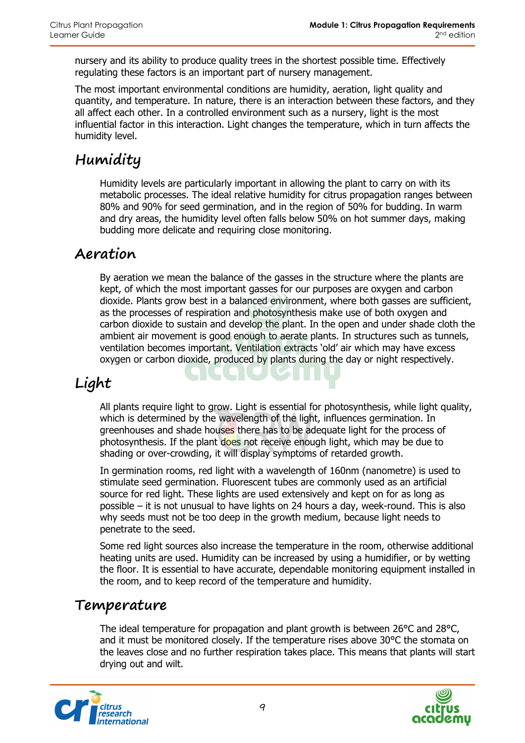nursery and its ability to produce quality trees in the shortest possible time. Effectively regulating these factors is an important part of nursery management.

The most important environmental conditions are humidity, aeration, light quality and quantity, and temperature. In nature, there is an interaction between these factors, and they all affect each other. In a controlled environment such as a nursery, light is the most influential factor in this interaction. Light changes the temperature, which in turn affects the humidity level.

## Humidity

Humidity levels are particularly important in allowing the plant to carry on with its metabolic processes. The ideal relative humidity for citrus propagation ranges between 80% and 90% for seed germination, and in the region of 50% for budding. In warm and dry areas, the humidity level often falls below 50% on hot summer days, making budding more delicate and requiring close monitoring.

## Aeration

By aeration we mean the balance of the gasses in the structure where the plants are kept, of which the most important gasses for our purposes are oxygen and carbon dioxide. Plants grow best in a balanced environment, where both gasses are sufficient, as the processes of respiration and photosynthesis make use of both oxygen and carbon dioxide to sustain and develop the plant. In the open and under shade cloth the ambient air movement is good enough to aerate plants. In structures such as tunnels, ventilation becomes important. Ventilation extracts 'old' air which may have excess oxygen or carbon dioxide, produced by plants during the day or night respectively.

## Light

All plants require light to grow. Light is essential for photosynthesis, while light quality, which is determined by the wavelength of the light, influences germination. In greenhouses and shade houses there has to be adequate light for the process of photosynthesis. If the plant does not receive enough light, which may be due to shading or over-crowding, it will display symptoms of retarded growth.

In germination rooms, red light with a wavelength of 160nm (nanometre) is used to stimulate seed germination. Fluorescent tubes are commonly used as an artificial source for red light. These lights are used extensively and kept on for as long as possible – it is not unusual to have lights on 24 hours a day, week-round. This is also why seeds must not be too deep in the growth medium, because light needs to penetrate to the seed.

Some red light sources also increase the temperature in the room, otherwise additional heating units are used. Humidity can be increased by using a humidifier, or by wetting the floor. It is essential to have accurate, dependable monitoring equipment installed in the room, and to keep record of the temperature and humidity.

## Temperature

The ideal temperature for propagation and plant growth is between 26°C and 28°C, and it must be monitored closely. If the temperature rises above 30°C the stomata on the leaves close and no further respiration takes place. This means that plants will start drying out and wilt.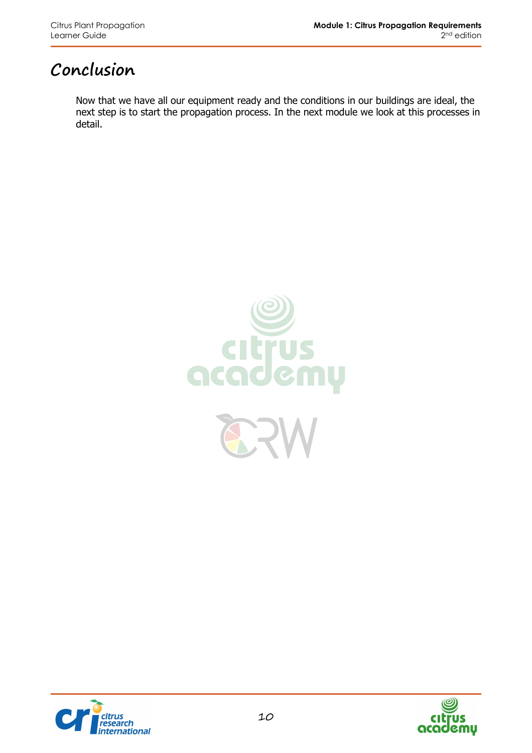# Conclusion

Now that we have all our equipment ready and the conditions in our buildings are ideal, the next step is to start the propagation process. In the next module we look at this processes in detail.